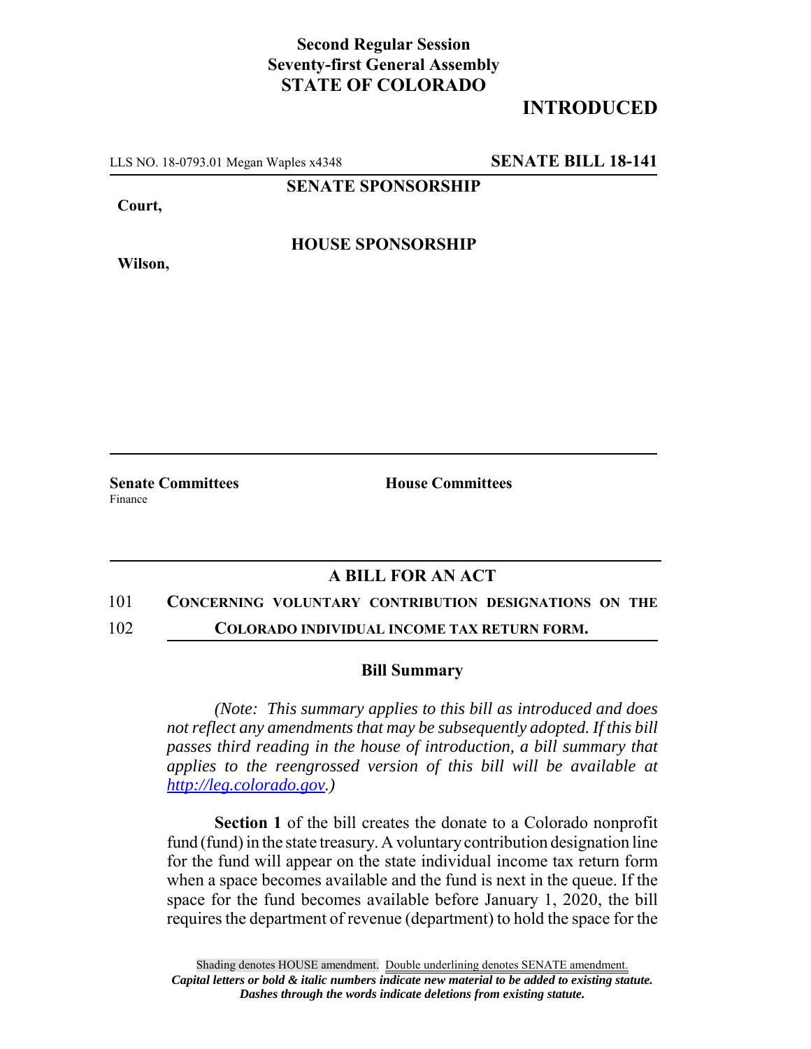**Second Regular Session**
**Seventy-first General Assembly**
**STATE OF COLORADO**

# INTRODUCED

LLS NO. 18-0793.01 Megan Waples x4348 **SENATE BILL 18-141**

**SENATE SPONSORSHIP**

**Court,**

**HOUSE SPONSORSHIP**

**Wilson,**

**Senate Committees**
Finance

**House Committees**

## A BILL FOR AN ACT

101 **CONCERNING VOLUNTARY CONTRIBUTION DESIGNATIONS ON THE**
102 **COLORADO INDIVIDUAL INCOME TAX RETURN FORM.**

### Bill Summary

*(Note: This summary applies to this bill as introduced and does not reflect any amendments that may be subsequently adopted. If this bill passes third reading in the house of introduction, a bill summary that applies to the reengrossed version of this bill will be available at http://leg.colorado.gov.)*

**Section 1** of the bill creates the donate to a Colorado nonprofit fund (fund) in the state treasury. A voluntary contribution designation line for the fund will appear on the state individual income tax return form when a space becomes available and the fund is next in the queue. If the space for the fund becomes available before January 1, 2020, the bill requires the department of revenue (department) to hold the space for the

Shading denotes HOUSE amendment. Double underlining denotes SENATE amendment.
***Capital letters or bold & italic numbers indicate new material to be added to existing statute.***
***Dashes through the words indicate deletions from existing statute.***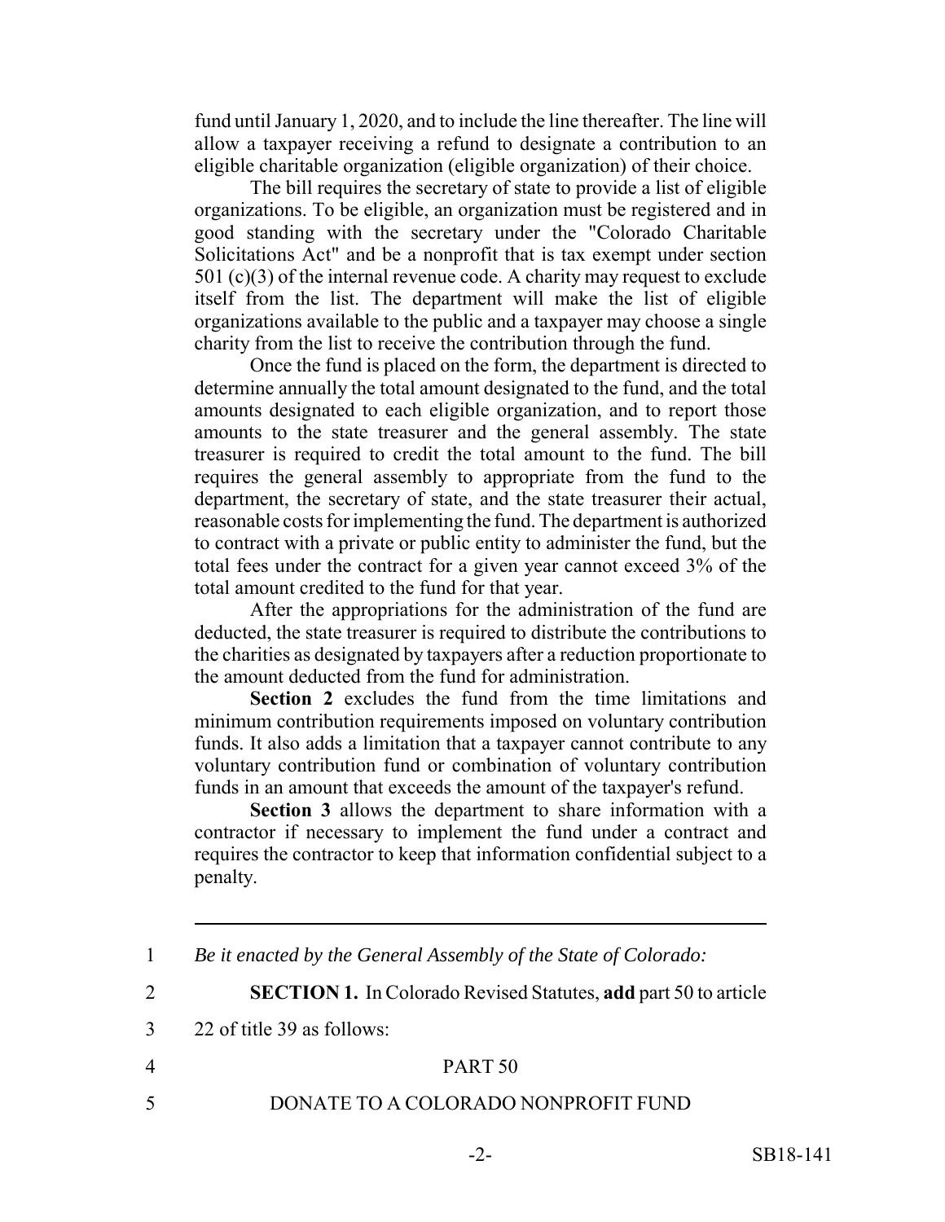fund until January 1, 2020, and to include the line thereafter. The line will allow a taxpayer receiving a refund to designate a contribution to an eligible charitable organization (eligible organization) of their choice.

The bill requires the secretary of state to provide a list of eligible organizations. To be eligible, an organization must be registered and in good standing with the secretary under the "Colorado Charitable Solicitations Act" and be a nonprofit that is tax exempt under section 501 (c)(3) of the internal revenue code. A charity may request to exclude itself from the list. The department will make the list of eligible organizations available to the public and a taxpayer may choose a single charity from the list to receive the contribution through the fund.

Once the fund is placed on the form, the department is directed to determine annually the total amount designated to the fund, and the total amounts designated to each eligible organization, and to report those amounts to the state treasurer and the general assembly. The state treasurer is required to credit the total amount to the fund. The bill requires the general assembly to appropriate from the fund to the department, the secretary of state, and the state treasurer their actual, reasonable costs for implementing the fund. The department is authorized to contract with a private or public entity to administer the fund, but the total fees under the contract for a given year cannot exceed 3% of the total amount credited to the fund for that year.

After the appropriations for the administration of the fund are deducted, the state treasurer is required to distribute the contributions to the charities as designated by taxpayers after a reduction proportionate to the amount deducted from the fund for administration.

**Section 2** excludes the fund from the time limitations and minimum contribution requirements imposed on voluntary contribution funds. It also adds a limitation that a taxpayer cannot contribute to any voluntary contribution fund or combination of voluntary contribution funds in an amount that exceeds the amount of the taxpayer's refund.

**Section 3** allows the department to share information with a contractor if necessary to implement the fund under a contract and requires the contractor to keep that information confidential subject to a penalty.

---

1 *Be it enacted by the General Assembly of the State of Colorado:*

2 **SECTION 1.** In Colorado Revised Statutes, **add** part 50 to article

3 22 of title 39 as follows:

4 PART 50

5 DONATE TO A COLORADO NONPROFIT FUND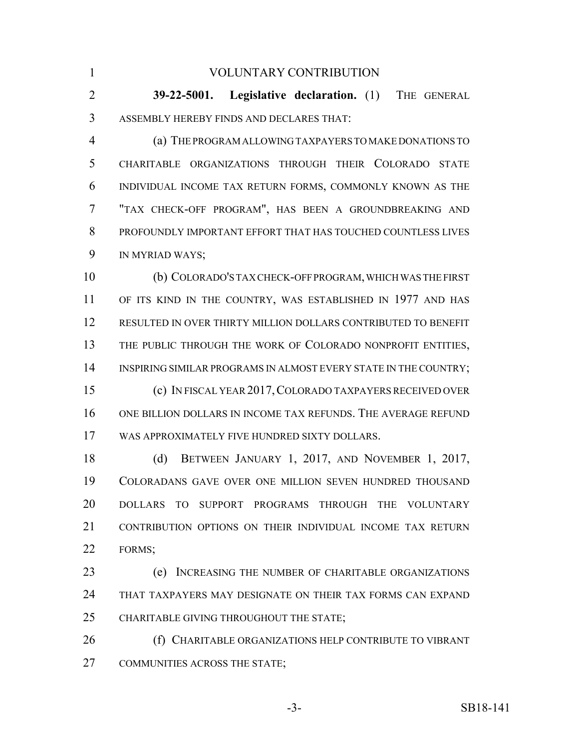VOLUNTARY CONTRIBUTION

**39-22-5001. Legislative declaration.** (1) THE GENERAL ASSEMBLY HEREBY FINDS AND DECLARES THAT:

(a) THE PROGRAM ALLOWING TAXPAYERS TO MAKE DONATIONS TO CHARITABLE ORGANIZATIONS THROUGH THEIR COLORADO STATE INDIVIDUAL INCOME TAX RETURN FORMS, COMMONLY KNOWN AS THE "TAX CHECK-OFF PROGRAM", HAS BEEN A GROUNDBREAKING AND PROFOUNDLY IMPORTANT EFFORT THAT HAS TOUCHED COUNTLESS LIVES IN MYRIAD WAYS;

(b) COLORADO'S TAX CHECK-OFF PROGRAM, WHICH WAS THE FIRST OF ITS KIND IN THE COUNTRY, WAS ESTABLISHED IN 1977 AND HAS RESULTED IN OVER THIRTY MILLION DOLLARS CONTRIBUTED TO BENEFIT THE PUBLIC THROUGH THE WORK OF COLORADO NONPROFIT ENTITIES, INSPIRING SIMILAR PROGRAMS IN ALMOST EVERY STATE IN THE COUNTRY;

(c) IN FISCAL YEAR 2017, COLORADO TAXPAYERS RECEIVED OVER ONE BILLION DOLLARS IN INCOME TAX REFUNDS. THE AVERAGE REFUND WAS APPROXIMATELY FIVE HUNDRED SIXTY DOLLARS.

(d) BETWEEN JANUARY 1, 2017, AND NOVEMBER 1, 2017, COLORADANS GAVE OVER ONE MILLION SEVEN HUNDRED THOUSAND DOLLARS TO SUPPORT PROGRAMS THROUGH THE VOLUNTARY CONTRIBUTION OPTIONS ON THEIR INDIVIDUAL INCOME TAX RETURN FORMS;

(e) INCREASING THE NUMBER OF CHARITABLE ORGANIZATIONS THAT TAXPAYERS MAY DESIGNATE ON THEIR TAX FORMS CAN EXPAND CHARITABLE GIVING THROUGHOUT THE STATE;

(f) CHARITABLE ORGANIZATIONS HELP CONTRIBUTE TO VIBRANT COMMUNITIES ACROSS THE STATE;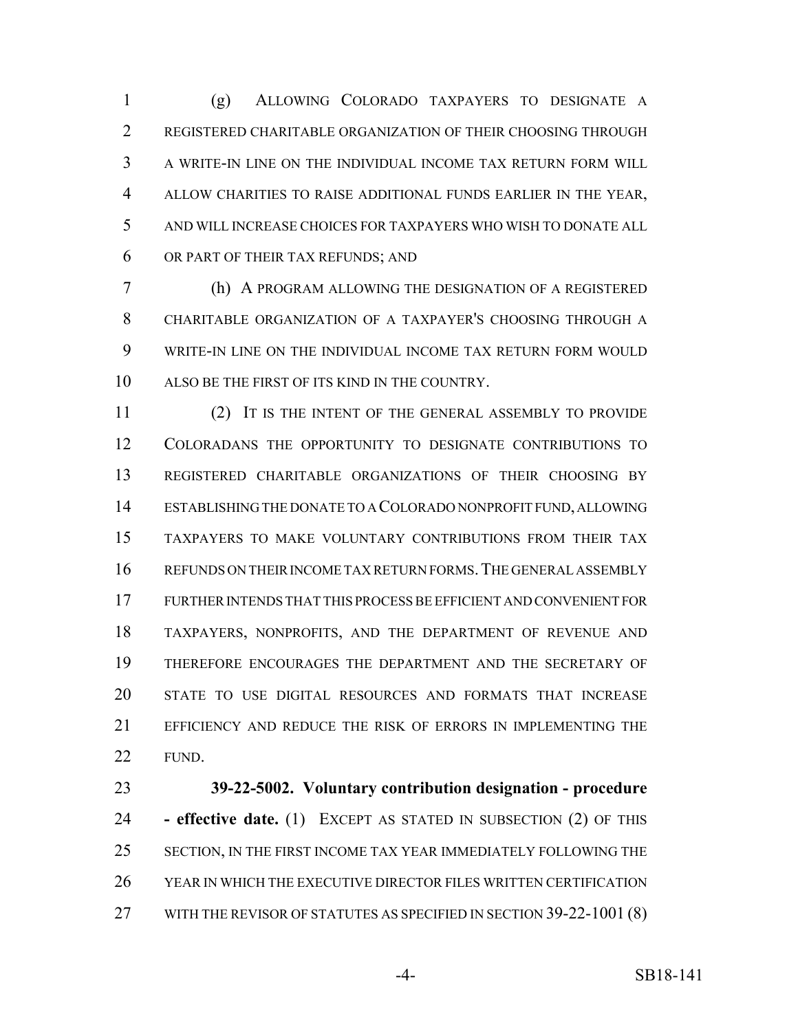(g) ALLOWING COLORADO TAXPAYERS TO DESIGNATE A REGISTERED CHARITABLE ORGANIZATION OF THEIR CHOOSING THROUGH A WRITE-IN LINE ON THE INDIVIDUAL INCOME TAX RETURN FORM WILL ALLOW CHARITIES TO RAISE ADDITIONAL FUNDS EARLIER IN THE YEAR, AND WILL INCREASE CHOICES FOR TAXPAYERS WHO WISH TO DONATE ALL OR PART OF THEIR TAX REFUNDS; AND

(h) A PROGRAM ALLOWING THE DESIGNATION OF A REGISTERED CHARITABLE ORGANIZATION OF A TAXPAYER'S CHOOSING THROUGH A WRITE-IN LINE ON THE INDIVIDUAL INCOME TAX RETURN FORM WOULD ALSO BE THE FIRST OF ITS KIND IN THE COUNTRY.

(2) IT IS THE INTENT OF THE GENERAL ASSEMBLY TO PROVIDE COLORADANS THE OPPORTUNITY TO DESIGNATE CONTRIBUTIONS TO REGISTERED CHARITABLE ORGANIZATIONS OF THEIR CHOOSING BY ESTABLISHING THE DONATE TO A COLORADO NONPROFIT FUND, ALLOWING TAXPAYERS TO MAKE VOLUNTARY CONTRIBUTIONS FROM THEIR TAX REFUNDS ON THEIR INCOME TAX RETURN FORMS. THE GENERAL ASSEMBLY FURTHER INTENDS THAT THIS PROCESS BE EFFICIENT AND CONVENIENT FOR TAXPAYERS, NONPROFITS, AND THE DEPARTMENT OF REVENUE AND THEREFORE ENCOURAGES THE DEPARTMENT AND THE SECRETARY OF STATE TO USE DIGITAL RESOURCES AND FORMATS THAT INCREASE EFFICIENCY AND REDUCE THE RISK OF ERRORS IN IMPLEMENTING THE FUND.

**39-22-5002. Voluntary contribution designation - procedure - effective date.** (1) EXCEPT AS STATED IN SUBSECTION (2) OF THIS SECTION, IN THE FIRST INCOME TAX YEAR IMMEDIATELY FOLLOWING THE YEAR IN WHICH THE EXECUTIVE DIRECTOR FILES WRITTEN CERTIFICATION WITH THE REVISOR OF STATUTES AS SPECIFIED IN SECTION 39-22-1001 (8)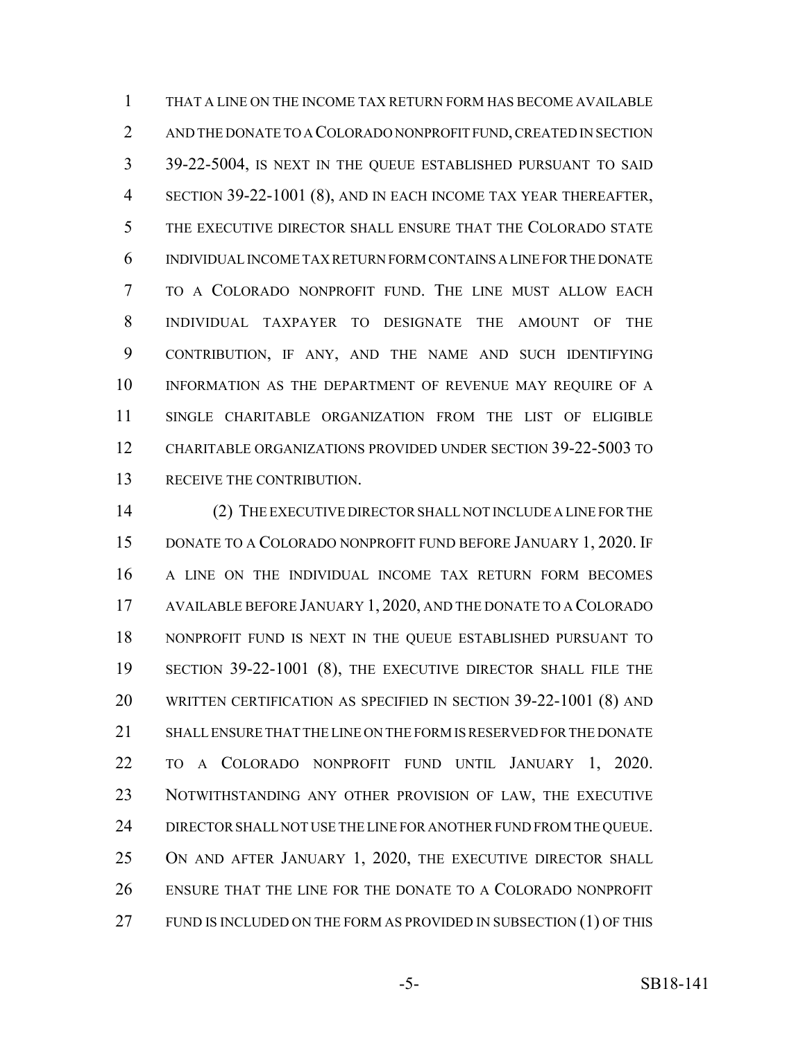THAT A LINE ON THE INCOME TAX RETURN FORM HAS BECOME AVAILABLE AND THE DONATE TO A COLORADO NONPROFIT FUND, CREATED IN SECTION 39-22-5004, IS NEXT IN THE QUEUE ESTABLISHED PURSUANT TO SAID SECTION 39-22-1001 (8), AND IN EACH INCOME TAX YEAR THEREAFTER, THE EXECUTIVE DIRECTOR SHALL ENSURE THAT THE COLORADO STATE INDIVIDUAL INCOME TAX RETURN FORM CONTAINS A LINE FOR THE DONATE TO A COLORADO NONPROFIT FUND. THE LINE MUST ALLOW EACH INDIVIDUAL TAXPAYER TO DESIGNATE THE AMOUNT OF THE CONTRIBUTION, IF ANY, AND THE NAME AND SUCH IDENTIFYING INFORMATION AS THE DEPARTMENT OF REVENUE MAY REQUIRE OF A SINGLE CHARITABLE ORGANIZATION FROM THE LIST OF ELIGIBLE CHARITABLE ORGANIZATIONS PROVIDED UNDER SECTION 39-22-5003 TO RECEIVE THE CONTRIBUTION.

(2) THE EXECUTIVE DIRECTOR SHALL NOT INCLUDE A LINE FOR THE DONATE TO A COLORADO NONPROFIT FUND BEFORE JANUARY 1, 2020. IF A LINE ON THE INDIVIDUAL INCOME TAX RETURN FORM BECOMES AVAILABLE BEFORE JANUARY 1, 2020, AND THE DONATE TO A COLORADO NONPROFIT FUND IS NEXT IN THE QUEUE ESTABLISHED PURSUANT TO SECTION 39-22-1001 (8), THE EXECUTIVE DIRECTOR SHALL FILE THE WRITTEN CERTIFICATION AS SPECIFIED IN SECTION 39-22-1001 (8) AND SHALL ENSURE THAT THE LINE ON THE FORM IS RESERVED FOR THE DONATE TO A COLORADO NONPROFIT FUND UNTIL JANUARY 1, 2020. NOTWITHSTANDING ANY OTHER PROVISION OF LAW, THE EXECUTIVE DIRECTOR SHALL NOT USE THE LINE FOR ANOTHER FUND FROM THE QUEUE. ON AND AFTER JANUARY 1, 2020, THE EXECUTIVE DIRECTOR SHALL ENSURE THAT THE LINE FOR THE DONATE TO A COLORADO NONPROFIT FUND IS INCLUDED ON THE FORM AS PROVIDED IN SUBSECTION (1) OF THIS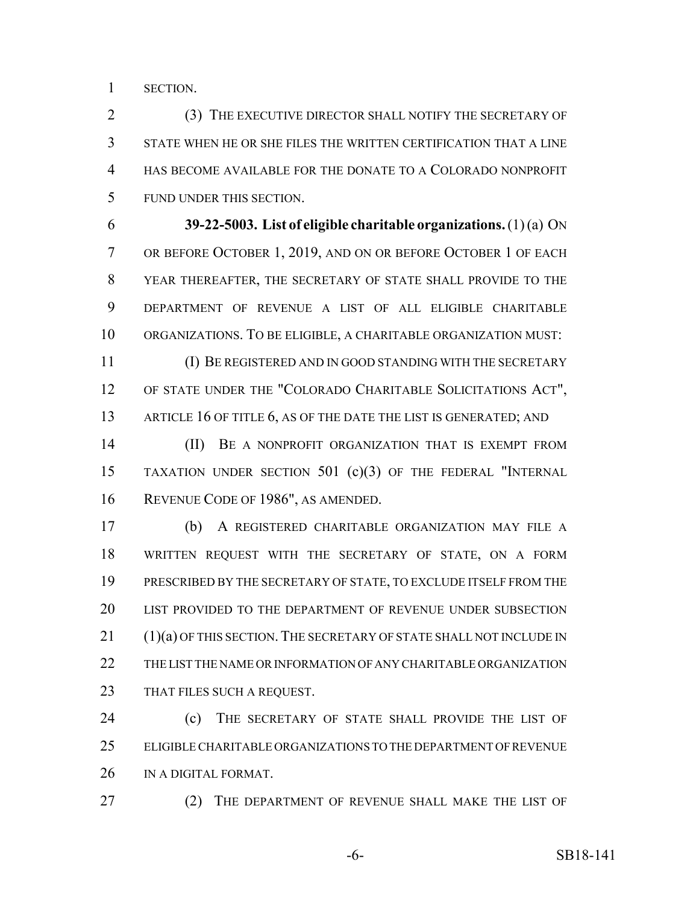SECTION.

(3) THE EXECUTIVE DIRECTOR SHALL NOTIFY THE SECRETARY OF STATE WHEN HE OR SHE FILES THE WRITTEN CERTIFICATION THAT A LINE HAS BECOME AVAILABLE FOR THE DONATE TO A COLORADO NONPROFIT FUND UNDER THIS SECTION.

**39-22-5003. List of eligible charitable organizations.** (1) (a) ON OR BEFORE OCTOBER 1, 2019, AND ON OR BEFORE OCTOBER 1 OF EACH YEAR THEREAFTER, THE SECRETARY OF STATE SHALL PROVIDE TO THE DEPARTMENT OF REVENUE A LIST OF ALL ELIGIBLE CHARITABLE ORGANIZATIONS. TO BE ELIGIBLE, A CHARITABLE ORGANIZATION MUST:

(I) BE REGISTERED AND IN GOOD STANDING WITH THE SECRETARY OF STATE UNDER THE "COLORADO CHARITABLE SOLICITATIONS ACT", ARTICLE 16 OF TITLE 6, AS OF THE DATE THE LIST IS GENERATED; AND

(II) BE A NONPROFIT ORGANIZATION THAT IS EXEMPT FROM TAXATION UNDER SECTION 501 (c)(3) OF THE FEDERAL "INTERNAL REVENUE CODE OF 1986", AS AMENDED.

(b) A REGISTERED CHARITABLE ORGANIZATION MAY FILE A WRITTEN REQUEST WITH THE SECRETARY OF STATE, ON A FORM PRESCRIBED BY THE SECRETARY OF STATE, TO EXCLUDE ITSELF FROM THE LIST PROVIDED TO THE DEPARTMENT OF REVENUE UNDER SUBSECTION (1)(a) OF THIS SECTION. THE SECRETARY OF STATE SHALL NOT INCLUDE IN THE LIST THE NAME OR INFORMATION OF ANY CHARITABLE ORGANIZATION THAT FILES SUCH A REQUEST.

(c) THE SECRETARY OF STATE SHALL PROVIDE THE LIST OF ELIGIBLE CHARITABLE ORGANIZATIONS TO THE DEPARTMENT OF REVENUE IN A DIGITAL FORMAT.

(2) THE DEPARTMENT OF REVENUE SHALL MAKE THE LIST OF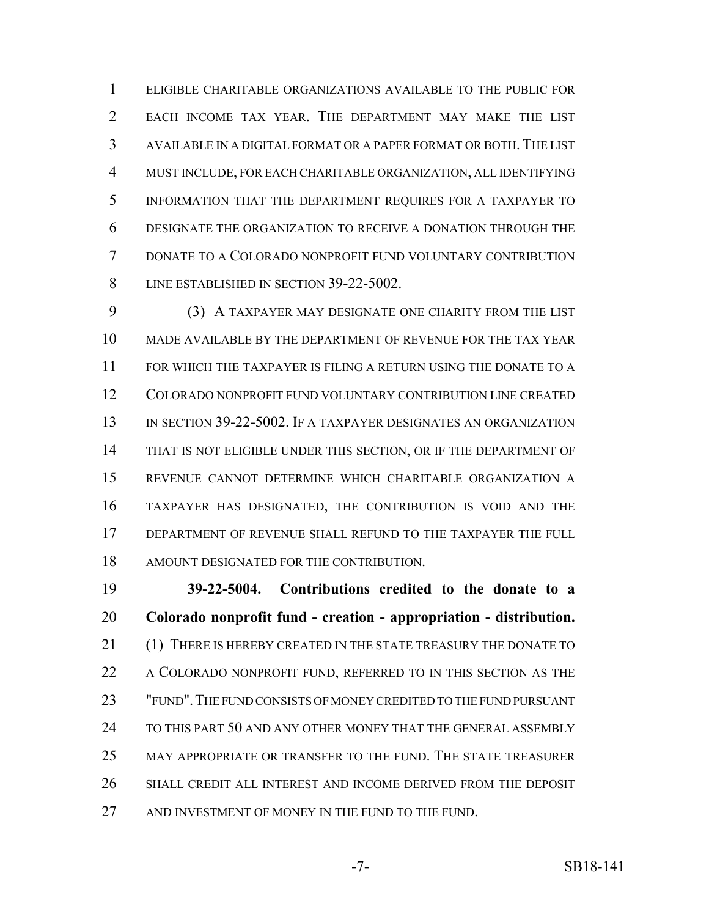ELIGIBLE CHARITABLE ORGANIZATIONS AVAILABLE TO THE PUBLIC FOR EACH INCOME TAX YEAR. THE DEPARTMENT MAY MAKE THE LIST AVAILABLE IN A DIGITAL FORMAT OR A PAPER FORMAT OR BOTH. THE LIST MUST INCLUDE, FOR EACH CHARITABLE ORGANIZATION, ALL IDENTIFYING INFORMATION THAT THE DEPARTMENT REQUIRES FOR A TAXPAYER TO DESIGNATE THE ORGANIZATION TO RECEIVE A DONATION THROUGH THE DONATE TO A COLORADO NONPROFIT FUND VOLUNTARY CONTRIBUTION LINE ESTABLISHED IN SECTION 39-22-5002.

(3) A TAXPAYER MAY DESIGNATE ONE CHARITY FROM THE LIST MADE AVAILABLE BY THE DEPARTMENT OF REVENUE FOR THE TAX YEAR FOR WHICH THE TAXPAYER IS FILING A RETURN USING THE DONATE TO A COLORADO NONPROFIT FUND VOLUNTARY CONTRIBUTION LINE CREATED IN SECTION 39-22-5002. IF A TAXPAYER DESIGNATES AN ORGANIZATION THAT IS NOT ELIGIBLE UNDER THIS SECTION, OR IF THE DEPARTMENT OF REVENUE CANNOT DETERMINE WHICH CHARITABLE ORGANIZATION A TAXPAYER HAS DESIGNATED, THE CONTRIBUTION IS VOID AND THE DEPARTMENT OF REVENUE SHALL REFUND TO THE TAXPAYER THE FULL AMOUNT DESIGNATED FOR THE CONTRIBUTION.

**39-22-5004. Contributions credited to the donate to a Colorado nonprofit fund - creation - appropriation - distribution.** (1) THERE IS HEREBY CREATED IN THE STATE TREASURY THE DONATE TO A COLORADO NONPROFIT FUND, REFERRED TO IN THIS SECTION AS THE "FUND". THE FUND CONSISTS OF MONEY CREDITED TO THE FUND PURSUANT TO THIS PART 50 AND ANY OTHER MONEY THAT THE GENERAL ASSEMBLY MAY APPROPRIATE OR TRANSFER TO THE FUND. THE STATE TREASURER SHALL CREDIT ALL INTEREST AND INCOME DERIVED FROM THE DEPOSIT AND INVESTMENT OF MONEY IN THE FUND TO THE FUND.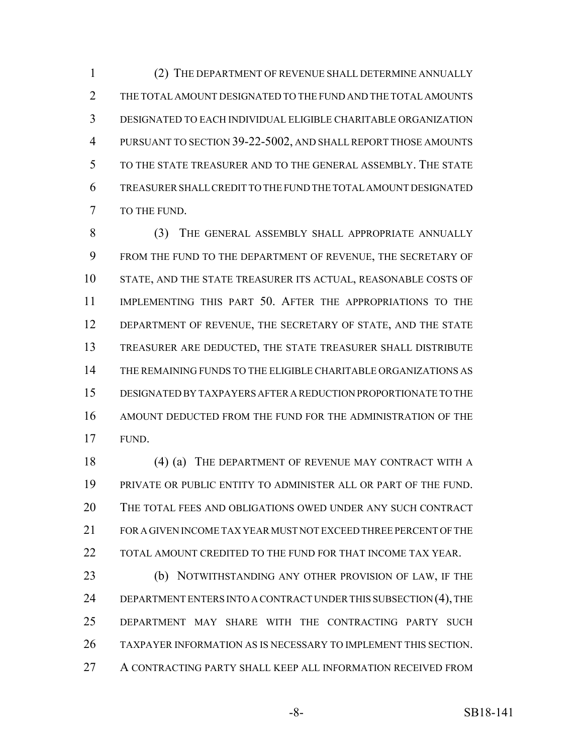(2) THE DEPARTMENT OF REVENUE SHALL DETERMINE ANNUALLY THE TOTAL AMOUNT DESIGNATED TO THE FUND AND THE TOTAL AMOUNTS DESIGNATED TO EACH INDIVIDUAL ELIGIBLE CHARITABLE ORGANIZATION PURSUANT TO SECTION 39-22-5002, AND SHALL REPORT THOSE AMOUNTS TO THE STATE TREASURER AND TO THE GENERAL ASSEMBLY. THE STATE TREASURER SHALL CREDIT TO THE FUND THE TOTAL AMOUNT DESIGNATED TO THE FUND.

(3) THE GENERAL ASSEMBLY SHALL APPROPRIATE ANNUALLY FROM THE FUND TO THE DEPARTMENT OF REVENUE, THE SECRETARY OF STATE, AND THE STATE TREASURER ITS ACTUAL, REASONABLE COSTS OF IMPLEMENTING THIS PART 50. AFTER THE APPROPRIATIONS TO THE DEPARTMENT OF REVENUE, THE SECRETARY OF STATE, AND THE STATE TREASURER ARE DEDUCTED, THE STATE TREASURER SHALL DISTRIBUTE THE REMAINING FUNDS TO THE ELIGIBLE CHARITABLE ORGANIZATIONS AS DESIGNATED BY TAXPAYERS AFTER A REDUCTION PROPORTIONATE TO THE AMOUNT DEDUCTED FROM THE FUND FOR THE ADMINISTRATION OF THE FUND.

(4) (a) THE DEPARTMENT OF REVENUE MAY CONTRACT WITH A PRIVATE OR PUBLIC ENTITY TO ADMINISTER ALL OR PART OF THE FUND. THE TOTAL FEES AND OBLIGATIONS OWED UNDER ANY SUCH CONTRACT FOR A GIVEN INCOME TAX YEAR MUST NOT EXCEED THREE PERCENT OF THE TOTAL AMOUNT CREDITED TO THE FUND FOR THAT INCOME TAX YEAR.

(b) NOTWITHSTANDING ANY OTHER PROVISION OF LAW, IF THE DEPARTMENT ENTERS INTO A CONTRACT UNDER THIS SUBSECTION (4), THE DEPARTMENT MAY SHARE WITH THE CONTRACTING PARTY SUCH TAXPAYER INFORMATION AS IS NECESSARY TO IMPLEMENT THIS SECTION. A CONTRACTING PARTY SHALL KEEP ALL INFORMATION RECEIVED FROM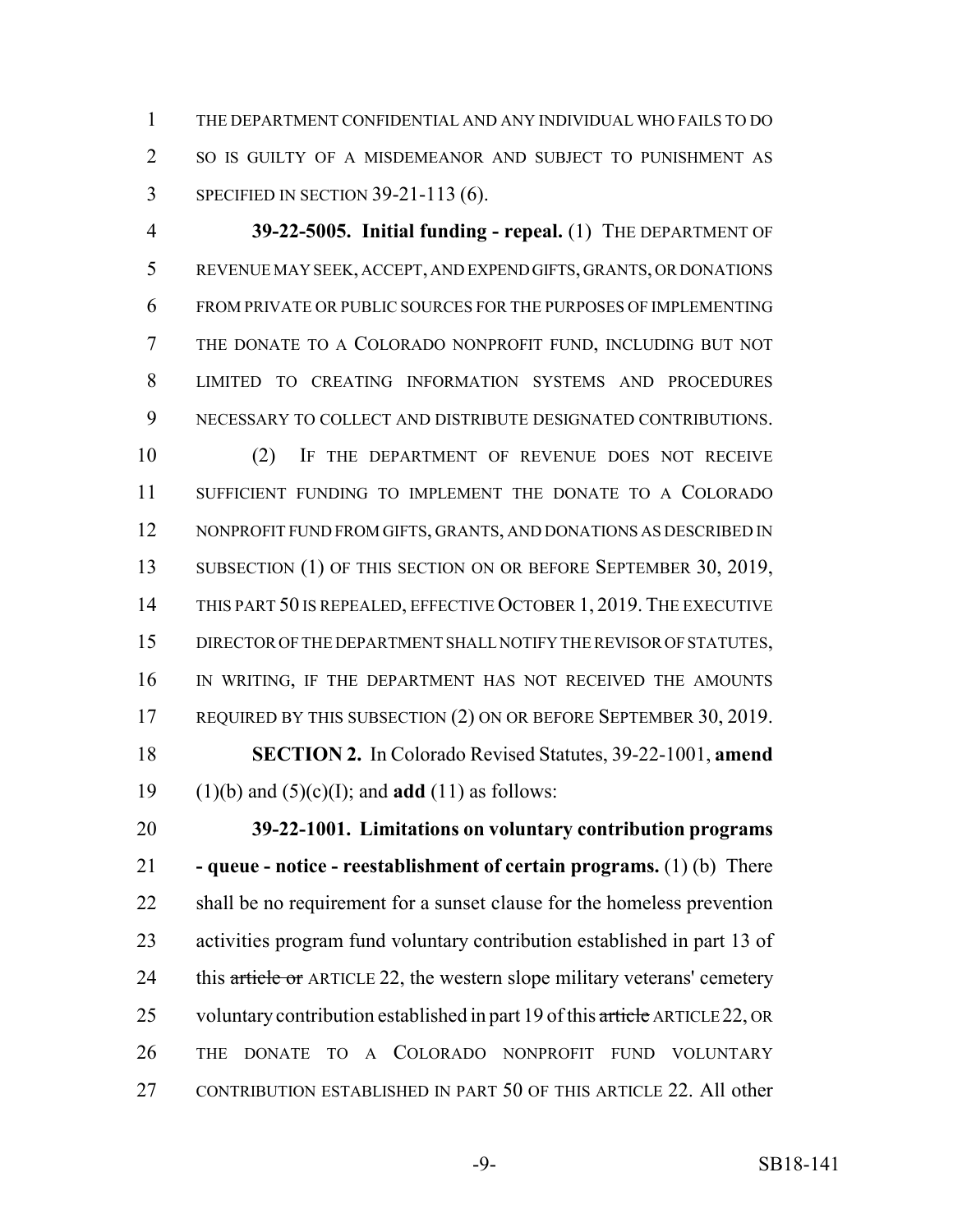THE DEPARTMENT CONFIDENTIAL AND ANY INDIVIDUAL WHO FAILS TO DO SO IS GUILTY OF A MISDEMEANOR AND SUBJECT TO PUNISHMENT AS SPECIFIED IN SECTION 39-21-113 (6).

**39-22-5005. Initial funding - repeal.** (1) THE DEPARTMENT OF REVENUE MAY SEEK, ACCEPT, AND EXPEND GIFTS, GRANTS, OR DONATIONS FROM PRIVATE OR PUBLIC SOURCES FOR THE PURPOSES OF IMPLEMENTING THE DONATE TO A COLORADO NONPROFIT FUND, INCLUDING BUT NOT LIMITED TO CREATING INFORMATION SYSTEMS AND PROCEDURES NECESSARY TO COLLECT AND DISTRIBUTE DESIGNATED CONTRIBUTIONS.

(2) IF THE DEPARTMENT OF REVENUE DOES NOT RECEIVE SUFFICIENT FUNDING TO IMPLEMENT THE DONATE TO A COLORADO NONPROFIT FUND FROM GIFTS, GRANTS, AND DONATIONS AS DESCRIBED IN SUBSECTION (1) OF THIS SECTION ON OR BEFORE SEPTEMBER 30, 2019, THIS PART 50 IS REPEALED, EFFECTIVE OCTOBER 1, 2019. THE EXECUTIVE DIRECTOR OF THE DEPARTMENT SHALL NOTIFY THE REVISOR OF STATUTES, IN WRITING, IF THE DEPARTMENT HAS NOT RECEIVED THE AMOUNTS REQUIRED BY THIS SUBSECTION (2) ON OR BEFORE SEPTEMBER 30, 2019.

**SECTION 2.** In Colorado Revised Statutes, 39-22-1001, **amend** (1)(b) and (5)(c)(I); and **add** (11) as follows:

**39-22-1001. Limitations on voluntary contribution programs - queue - notice - reestablishment of certain programs.** (1) (b) There shall be no requirement for a sunset clause for the homeless prevention activities program fund voluntary contribution established in part 13 of this ~~article or~~ ARTICLE 22, the western slope military veterans' cemetery voluntary contribution established in part 19 of this ~~article~~ ARTICLE 22, OR THE DONATE TO A COLORADO NONPROFIT FUND VOLUNTARY CONTRIBUTION ESTABLISHED IN PART 50 OF THIS ARTICLE 22. All other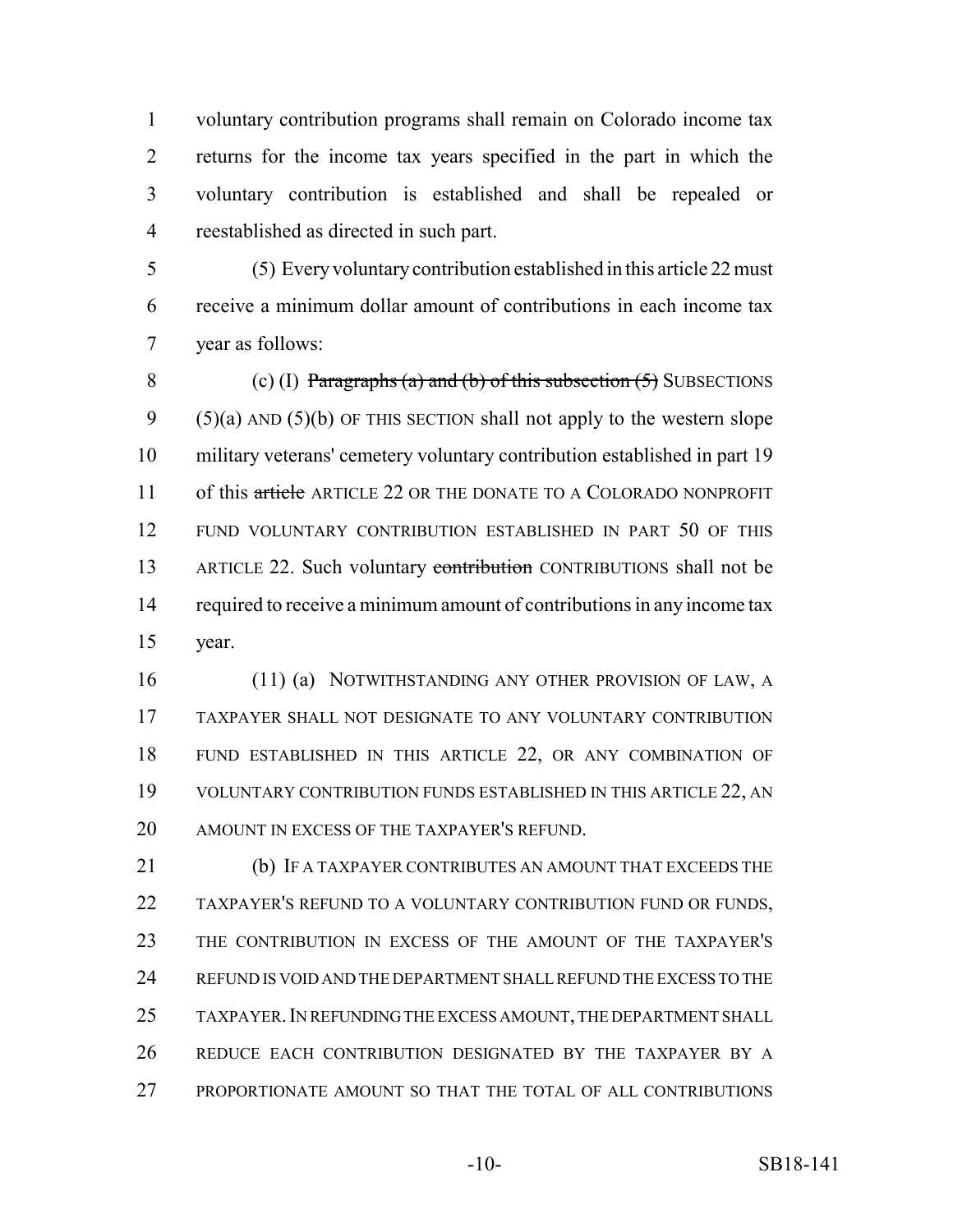voluntary contribution programs shall remain on Colorado income tax returns for the income tax years specified in the part in which the voluntary contribution is established and shall be repealed or reestablished as directed in such part.

(5) Every voluntary contribution established in this article 22 must receive a minimum dollar amount of contributions in each income tax year as follows:

(c) (I) ~~Paragraphs (a) and (b) of this subsection (5)~~ SUBSECTIONS (5)(a) AND (5)(b) OF THIS SECTION shall not apply to the western slope military veterans' cemetery voluntary contribution established in part 19 of this ~~article~~ ARTICLE 22 OR THE DONATE TO A COLORADO NONPROFIT FUND VOLUNTARY CONTRIBUTION ESTABLISHED IN PART 50 OF THIS ARTICLE 22. Such voluntary ~~contribution~~ CONTRIBUTIONS shall not be required to receive a minimum amount of contributions in any income tax year.

(11) (a) NOTWITHSTANDING ANY OTHER PROVISION OF LAW, A TAXPAYER SHALL NOT DESIGNATE TO ANY VOLUNTARY CONTRIBUTION FUND ESTABLISHED IN THIS ARTICLE 22, OR ANY COMBINATION OF VOLUNTARY CONTRIBUTION FUNDS ESTABLISHED IN THIS ARTICLE 22, AN AMOUNT IN EXCESS OF THE TAXPAYER'S REFUND.

(b) IF A TAXPAYER CONTRIBUTES AN AMOUNT THAT EXCEEDS THE TAXPAYER'S REFUND TO A VOLUNTARY CONTRIBUTION FUND OR FUNDS, THE CONTRIBUTION IN EXCESS OF THE AMOUNT OF THE TAXPAYER'S REFUND IS VOID AND THE DEPARTMENT SHALL REFUND THE EXCESS TO THE TAXPAYER. IN REFUNDING THE EXCESS AMOUNT, THE DEPARTMENT SHALL REDUCE EACH CONTRIBUTION DESIGNATED BY THE TAXPAYER BY A PROPORTIONATE AMOUNT SO THAT THE TOTAL OF ALL CONTRIBUTIONS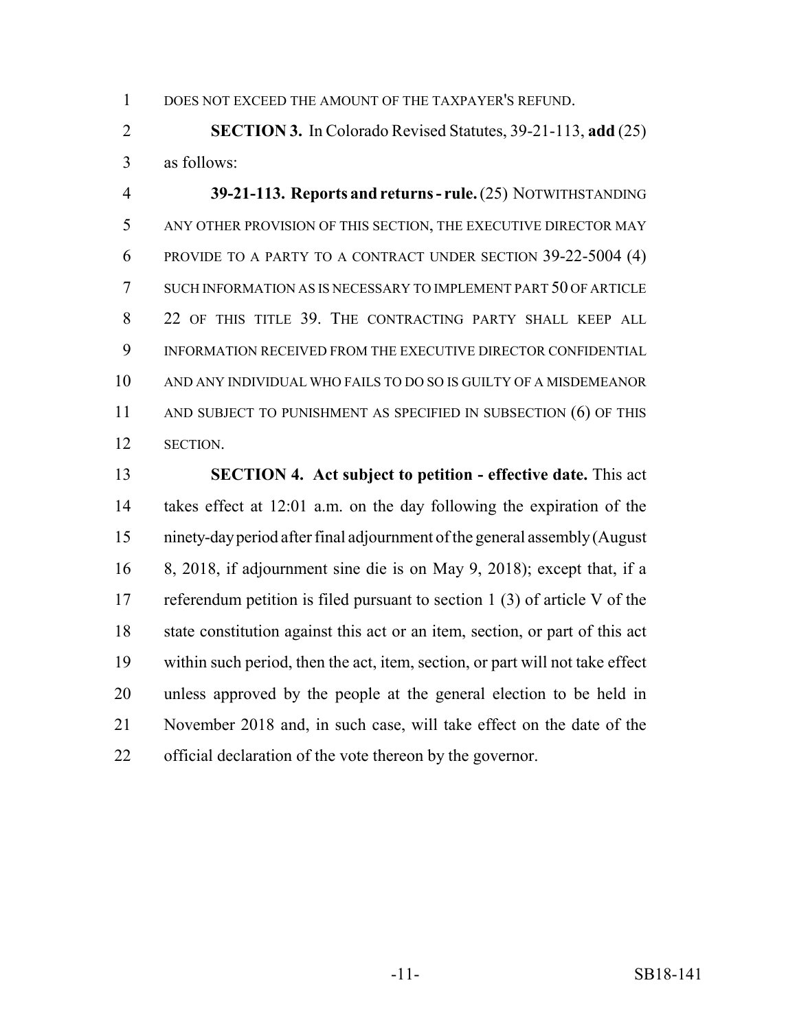DOES NOT EXCEED THE AMOUNT OF THE TAXPAYER'S REFUND.

**SECTION 3.** In Colorado Revised Statutes, 39-21-113, **add** (25) as follows:

**39-21-113. Reports and returns - rule.** (25) NOTWITHSTANDING ANY OTHER PROVISION OF THIS SECTION, THE EXECUTIVE DIRECTOR MAY PROVIDE TO A PARTY TO A CONTRACT UNDER SECTION 39-22-5004 (4) SUCH INFORMATION AS IS NECESSARY TO IMPLEMENT PART 50 OF ARTICLE 22 OF THIS TITLE 39. THE CONTRACTING PARTY SHALL KEEP ALL INFORMATION RECEIVED FROM THE EXECUTIVE DIRECTOR CONFIDENTIAL AND ANY INDIVIDUAL WHO FAILS TO DO SO IS GUILTY OF A MISDEMEANOR AND SUBJECT TO PUNISHMENT AS SPECIFIED IN SUBSECTION (6) OF THIS SECTION.

**SECTION 4. Act subject to petition - effective date.** This act takes effect at 12:01 a.m. on the day following the expiration of the ninety-day period after final adjournment of the general assembly (August 8, 2018, if adjournment sine die is on May 9, 2018); except that, if a referendum petition is filed pursuant to section 1 (3) of article V of the state constitution against this act or an item, section, or part of this act within such period, then the act, item, section, or part will not take effect unless approved by the people at the general election to be held in November 2018 and, in such case, will take effect on the date of the official declaration of the vote thereon by the governor.